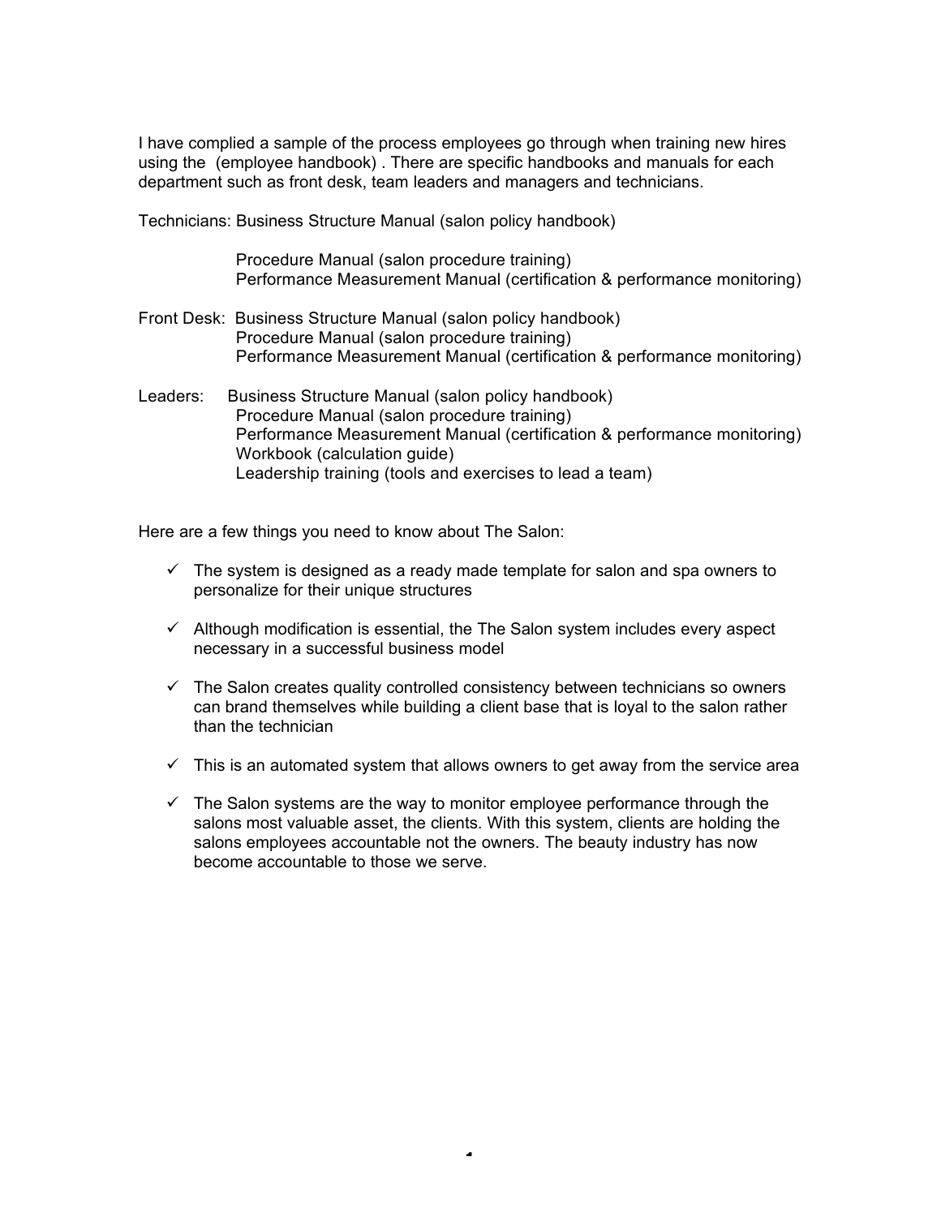I have complied a sample of the process employees go through when training new hires using the (employee handbook) . There are specific handbooks and manuals for each department such as front desk, team leaders and managers and technicians.

Technicians: Business Structure Manual (salon policy handbook)
Procedure Manual (salon procedure training)
Performance Measurement Manual (certification & performance monitoring)

Front Desk: Business Structure Manual (salon policy handbook)
Procedure Manual (salon procedure training)
Performance Measurement Manual (certification & performance monitoring)

Leaders: Business Structure Manual (salon policy handbook)
Procedure Manual (salon procedure training)
Performance Measurement Manual (certification & performance monitoring)
Workbook (calculation guide)
Leadership training (tools and exercises to lead a team)

Here are a few things you need to know about The Salon:

- ✓ The system is designed as a ready made template for salon and spa owners to personalize for their unique structures
- ✓ Although modification is essential, the The Salon system includes every aspect necessary in a successful business model
- ✓ The Salon creates quality controlled consistency between technicians so owners can brand themselves while building a client base that is loyal to the salon rather than the technician
- ✓ This is an automated system that allows owners to get away from the service area
- ✓ The Salon systems are the way to monitor employee performance through the salons most valuable asset, the clients. With this system, clients are holding the salons employees accountable not the owners. The beauty industry has now become accountable to those we serve.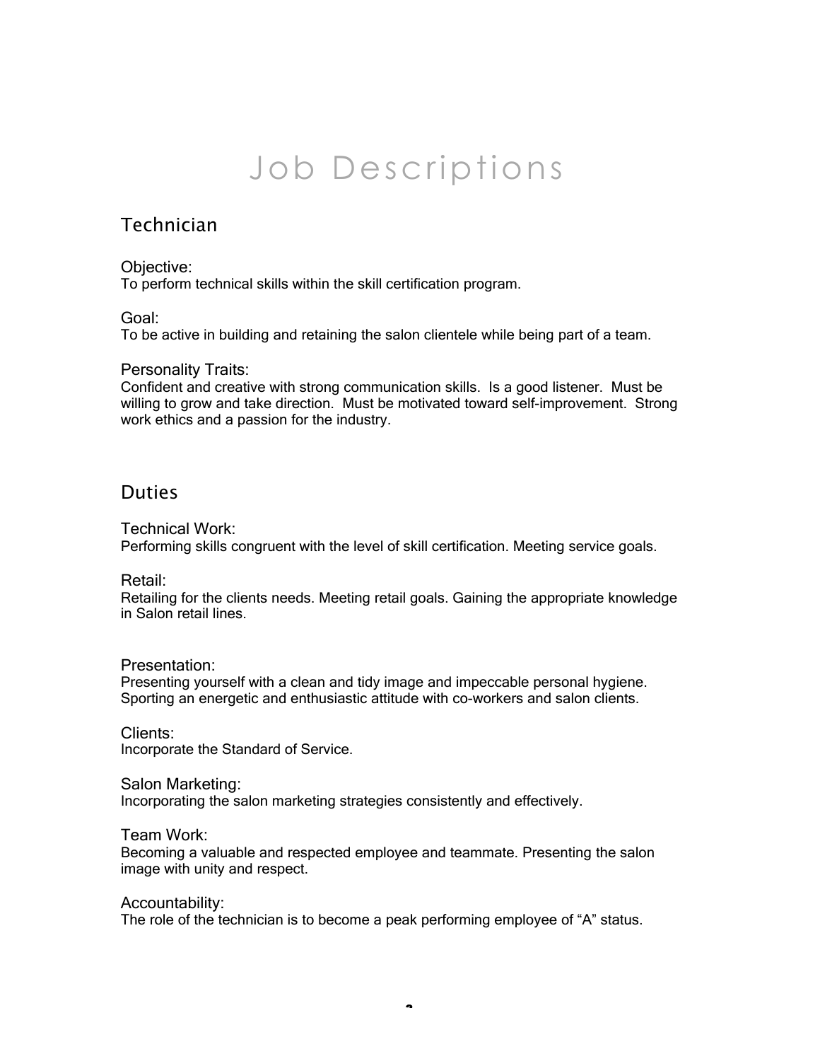# Job Descriptions

## Technician

### Objective:

To perform technical skills within the skill certification program.

### Goal:

To be active in building and retaining the salon clientele while being part of a team.

### Personality Traits:

Confident and creative with strong communication skills. Is a good listener. Must be willing to grow and take direction. Must be motivated toward self-improvement. Strong work ethics and a passion for the industry.

## Duties

### Technical Work:

Performing skills congruent with the level of skill certification. Meeting service goals.

### Retail:

Retailing for the clients needs. Meeting retail goals. Gaining the appropriate knowledge in Salon retail lines.

### Presentation:

Presenting yourself with a clean and tidy image and impeccable personal hygiene. Sporting an energetic and enthusiastic attitude with co-workers and salon clients.

### Clients:

Incorporate the Standard of Service.

### Salon Marketing:

Incorporating the salon marketing strategies consistently and effectively.

### Team Work:

Becoming a valuable and respected employee and teammate. Presenting the salon image with unity and respect.

### Accountability:

The role of the technician is to become a peak performing employee of “A” status.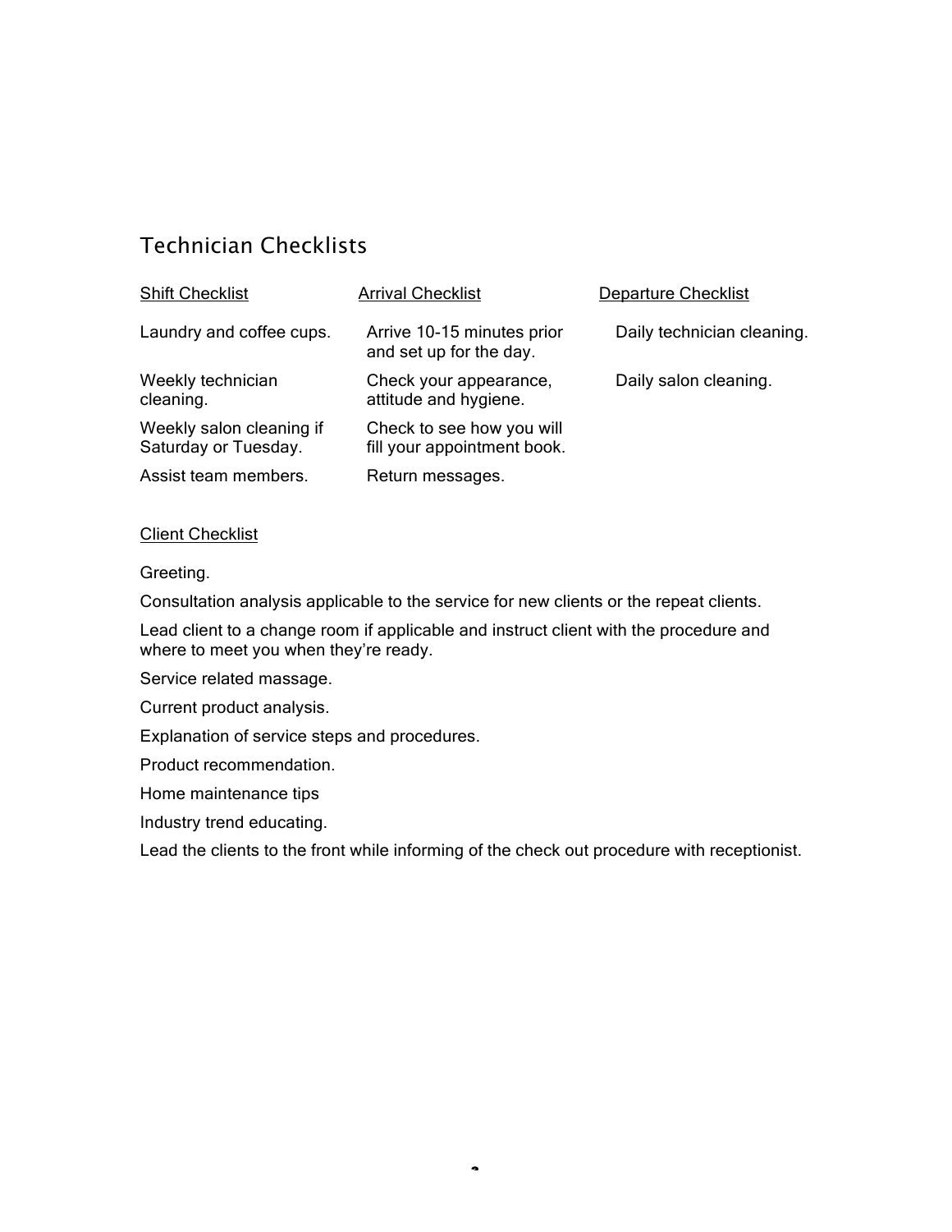# Technician Checklists

| Shift Checklist | Arrival Checklist | Departure Checklist |
| --- | --- | --- |
| Laundry and coffee cups. | Arrive 10-15 minutes prior and set up for the day. | Daily technician cleaning. |
| Weekly technician cleaning. | Check your appearance, attitude and hygiene. | Daily salon cleaning. |
| Weekly salon cleaning if Saturday or Tuesday. | Check to see how you will fill your appointment book. | |
| Assist team members. | Return messages. | |

## Client Checklist

Greeting.

Consultation analysis applicable to the service for new clients or the repeat clients.

Lead client to a change room if applicable and instruct client with the procedure and where to meet you when they're ready.

Service related massage.

Current product analysis.

Explanation of service steps and procedures.

Product recommendation.

Home maintenance tips

Industry trend educating.

Lead the clients to the front while informing of the check out procedure with receptionist.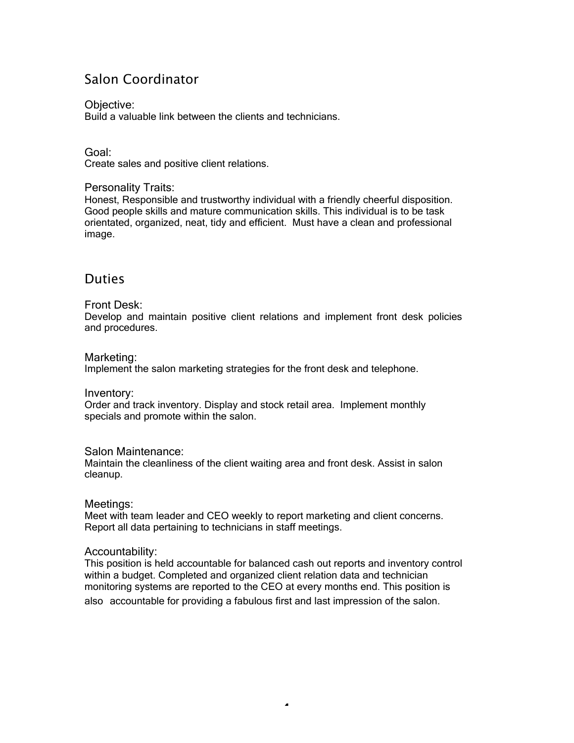## Salon Coordinator

### Objective:
Build a valuable link between the clients and technicians.

### Goal:
Create sales and positive client relations.

### Personality Traits:
Honest, Responsible and trustworthy individual with a friendly cheerful disposition. Good people skills and mature communication skills. This individual is to be task orientated, organized, neat, tidy and efficient. Must have a clean and professional image.

## Duties

### Front Desk:
Develop and maintain positive client relations and implement front desk policies and procedures.

### Marketing:
Implement the salon marketing strategies for the front desk and telephone.

### Inventory:
Order and track inventory. Display and stock retail area. Implement monthly specials and promote within the salon.

### Salon Maintenance:
Maintain the cleanliness of the client waiting area and front desk. Assist in salon cleanup.

### Meetings:
Meet with team leader and CEO weekly to report marketing and client concerns. Report all data pertaining to technicians in staff meetings.

### Accountability:
This position is held accountable for balanced cash out reports and inventory control within a budget. Completed and organized client relation data and technician monitoring systems are reported to the CEO at every months end. This position is also accountable for providing a fabulous first and last impression of the salon.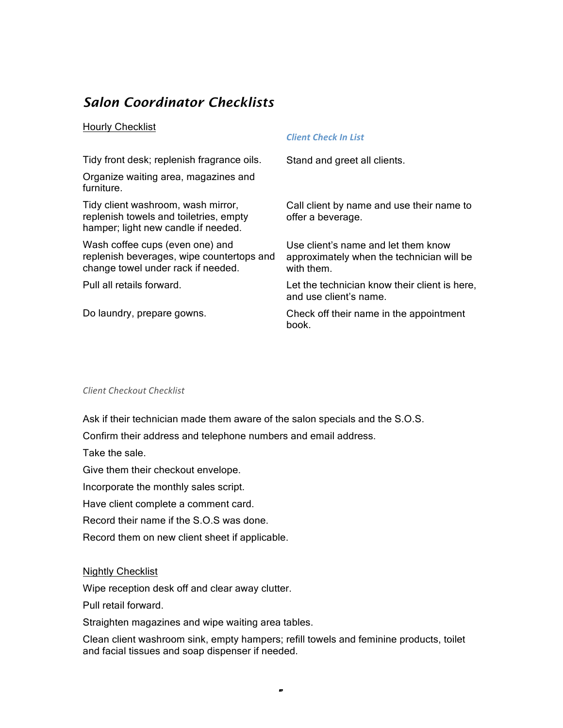## *Salon Coordinator Checklists*

### Hourly Checklist

Tidy front desk; replenish fragrance oils.

Organize waiting area, magazines and furniture.

Tidy client washroom, wash mirror, replenish towels and toiletries, empty hamper; light new candle if needed.

Wash coffee cups (even one) and replenish beverages, wipe countertops and change towel under rack if needed.

Pull all retails forward.

Do laundry, prepare gowns.

### *Client Check In List*

Stand and greet all clients.

Call client by name and use their name to offer a beverage.

Use client's name and let them know approximately when the technician will be with them.

Let the technician know their client is here, and use client's name.

Check off their name in the appointment book.

### *Client Checkout Checklist*

Ask if their technician made them aware of the salon specials and the S.O.S.

Confirm their address and telephone numbers and email address.

Take the sale.

Give them their checkout envelope.

Incorporate the monthly sales script.

Have client complete a comment card.

Record their name if the S.O.S was done.

Record them on new client sheet if applicable.

### Nightly Checklist

Wipe reception desk off and clear away clutter.

Pull retail forward.

Straighten magazines and wipe waiting area tables.

Clean client washroom sink, empty hampers; refill towels and feminine products, toilet and facial tissues and soap dispenser if needed.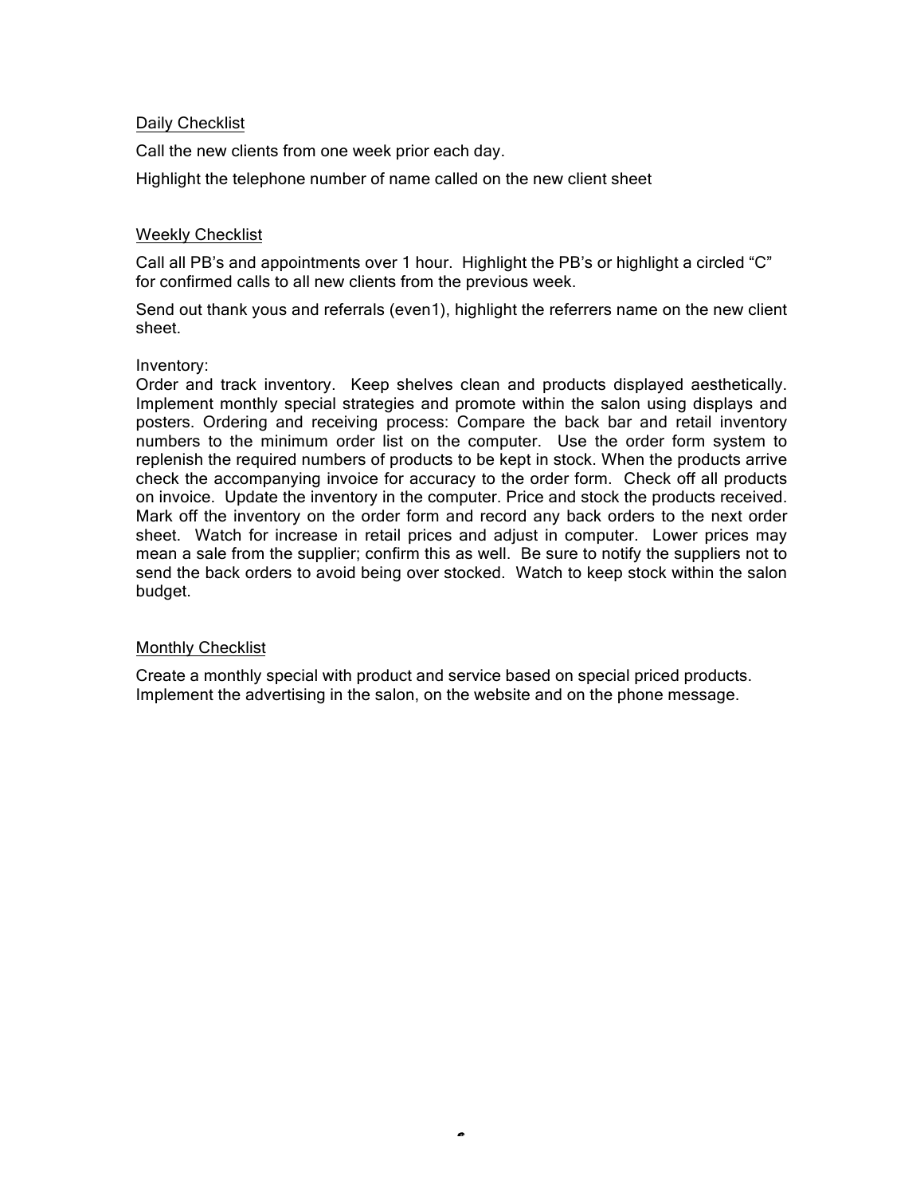<u>Daily Checklist</u>

Call the new clients from one week prior each day.

Highlight the telephone number of name called on the new client sheet

<u>Weekly Checklist</u>

Call all PB's and appointments over 1 hour. Highlight the PB's or highlight a circled "C" for confirmed calls to all new clients from the previous week.

Send out thank yous and referrals (even1), highlight the referrers name on the new client sheet.

Inventory:
Order and track inventory. Keep shelves clean and products displayed aesthetically. Implement monthly special strategies and promote within the salon using displays and posters. Ordering and receiving process: Compare the back bar and retail inventory numbers to the minimum order list on the computer. Use the order form system to replenish the required numbers of products to be kept in stock. When the products arrive check the accompanying invoice for accuracy to the order form. Check off all products on invoice. Update the inventory in the computer. Price and stock the products received. Mark off the inventory on the order form and record any back orders to the next order sheet. Watch for increase in retail prices and adjust in computer. Lower prices may mean a sale from the supplier; confirm this as well. Be sure to notify the suppliers not to send the back orders to avoid being over stocked. Watch to keep stock within the salon budget.

<u>Monthly Checklist</u>

Create a monthly special with product and service based on special priced products. Implement the advertising in the salon, on the website and on the phone message.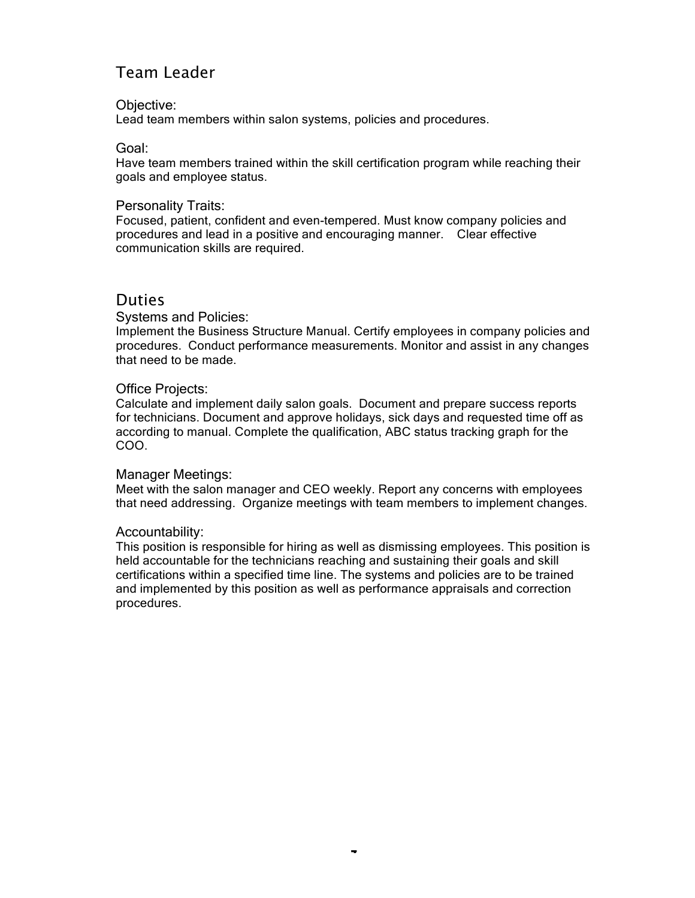## Team Leader

### Objective:

Lead team members within salon systems, policies and procedures.

### Goal:

Have team members trained within the skill certification program while reaching their goals and employee status.

### Personality Traits:

Focused, patient, confident and even-tempered. Must know company policies and procedures and lead in a positive and encouraging manner. Clear effective communication skills are required.

## Duties

### Systems and Policies:

Implement the Business Structure Manual. Certify employees in company policies and procedures. Conduct performance measurements. Monitor and assist in any changes that need to be made.

### Office Projects:

Calculate and implement daily salon goals. Document and prepare success reports for technicians. Document and approve holidays, sick days and requested time off as according to manual. Complete the qualification, ABC status tracking graph for the COO.

### Manager Meetings:

Meet with the salon manager and CEO weekly. Report any concerns with employees that need addressing. Organize meetings with team members to implement changes.

### Accountability:

This position is responsible for hiring as well as dismissing employees. This position is held accountable for the technicians reaching and sustaining their goals and skill certifications within a specified time line. The systems and policies are to be trained and implemented by this position as well as performance appraisals and correction procedures.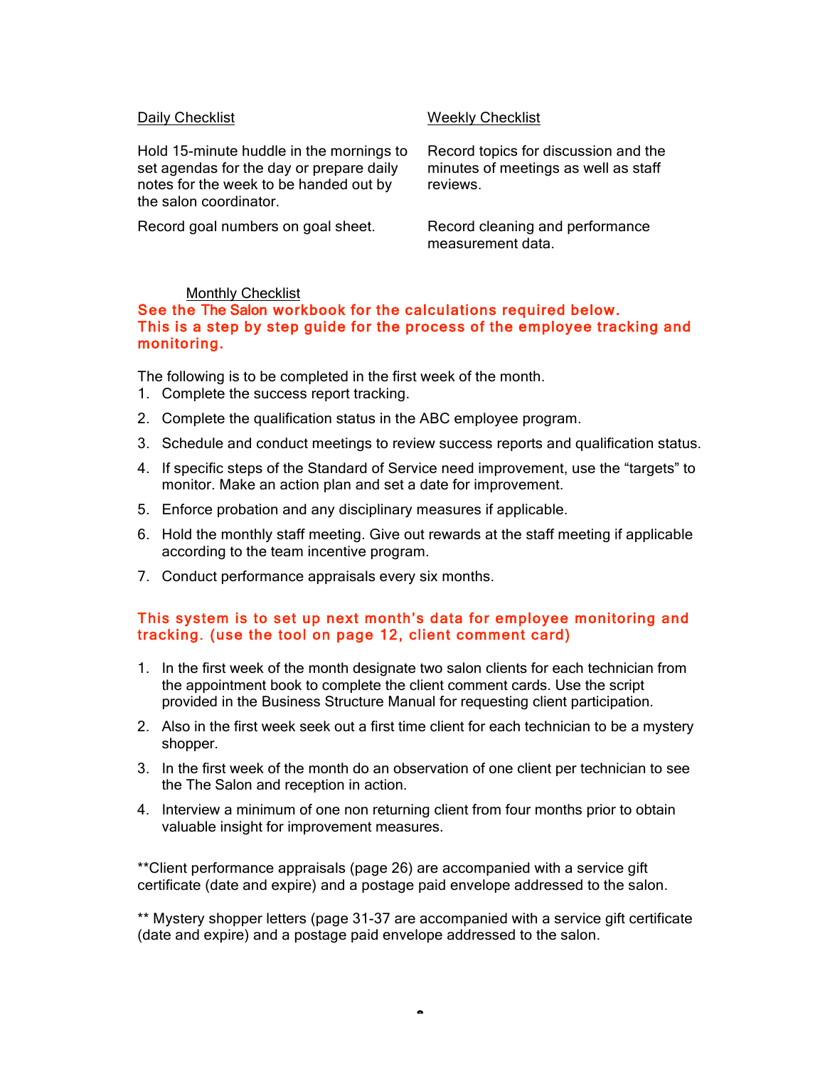<u>Daily Checklist</u>

Hold 15-minute huddle in the mornings to set agendas for the day or prepare daily notes for the week to be handed out by the salon coordinator.

Record goal numbers on goal sheet.

<u>Weekly Checklist</u>

Record topics for discussion and the minutes of meetings as well as staff reviews.

Record cleaning and performance measurement data.

<u>Monthly Checklist</u>

**See the The Salon workbook for the calculations required below. This is a step by step guide for the process of the employee tracking and monitoring.**

The following is to be completed in the first week of the month.

1. Complete the success report tracking.
2. Complete the qualification status in the ABC employee program.
3. Schedule and conduct meetings to review success reports and qualification status.
4. If specific steps of the Standard of Service need improvement, use the "targets" to monitor. Make an action plan and set a date for improvement.
5. Enforce probation and any disciplinary measures if applicable.
6. Hold the monthly staff meeting. Give out rewards at the staff meeting if applicable according to the team incentive program.
7. Conduct performance appraisals every six months.

**This system is to set up next month's data for employee monitoring and tracking. (use the tool on page 12, client comment card)**

1. In the first week of the month designate two salon clients for each technician from the appointment book to complete the client comment cards. Use the script provided in the Business Structure Manual for requesting client participation.
2. Also in the first week seek out a first time client for each technician to be a mystery shopper.
3. In the first week of the month do an observation of one client per technician to see the The Salon and reception in action.
4. Interview a minimum of one non returning client from four months prior to obtain valuable insight for improvement measures.

**Client performance appraisals (page 26) are accompanied with a service gift certificate (date and expire) and a postage paid envelope addressed to the salon.

** Mystery shopper letters (page 31-37 are accompanied with a service gift certificate (date and expire) and a postage paid envelope addressed to the salon.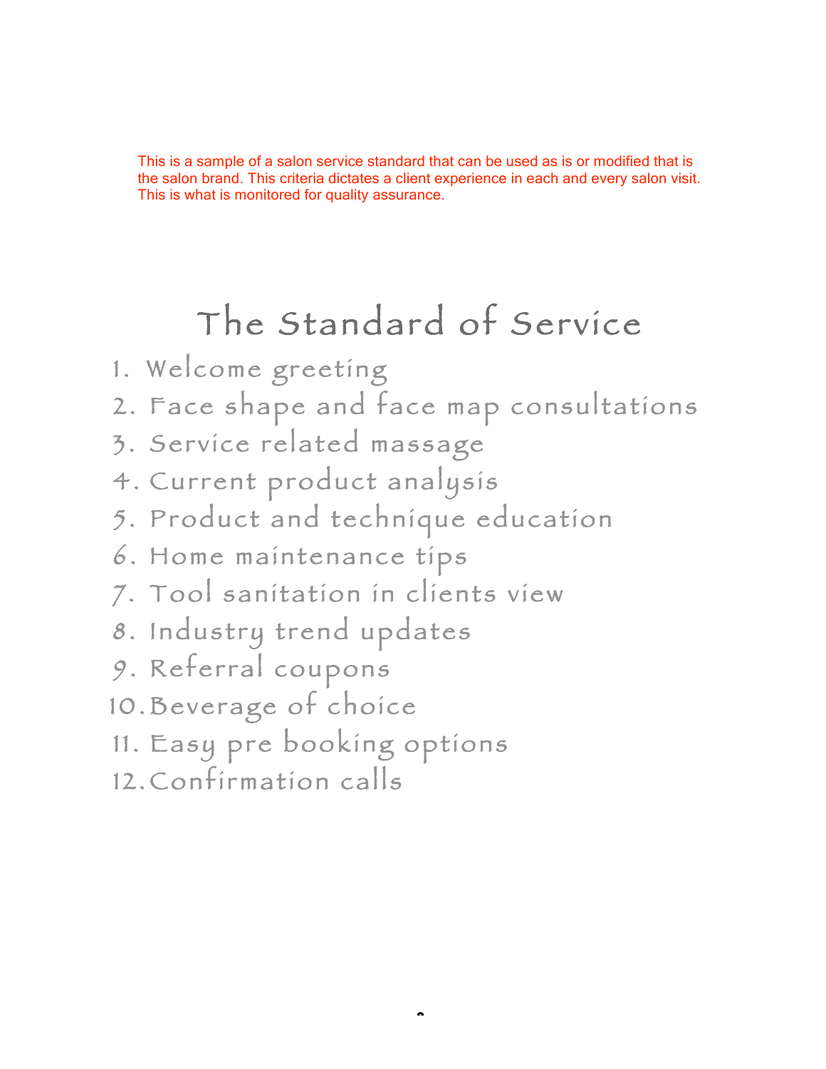This is a sample of a salon service standard that can be used as is or modified that is the salon brand. This criteria dictates a client experience in each and every salon visit. This is what is monitored for quality assurance.

# The Standard of Service

1. Welcome greeting
2. Face shape and face map consultations
3. Service related massage
4. Current product analysis
5. Product and technique education
6. Home maintenance tips
7. Tool sanitation in clients view
8. Industry trend updates
9. Referral coupons
10. Beverage of choice
11. Easy pre booking options
12. Confirmation calls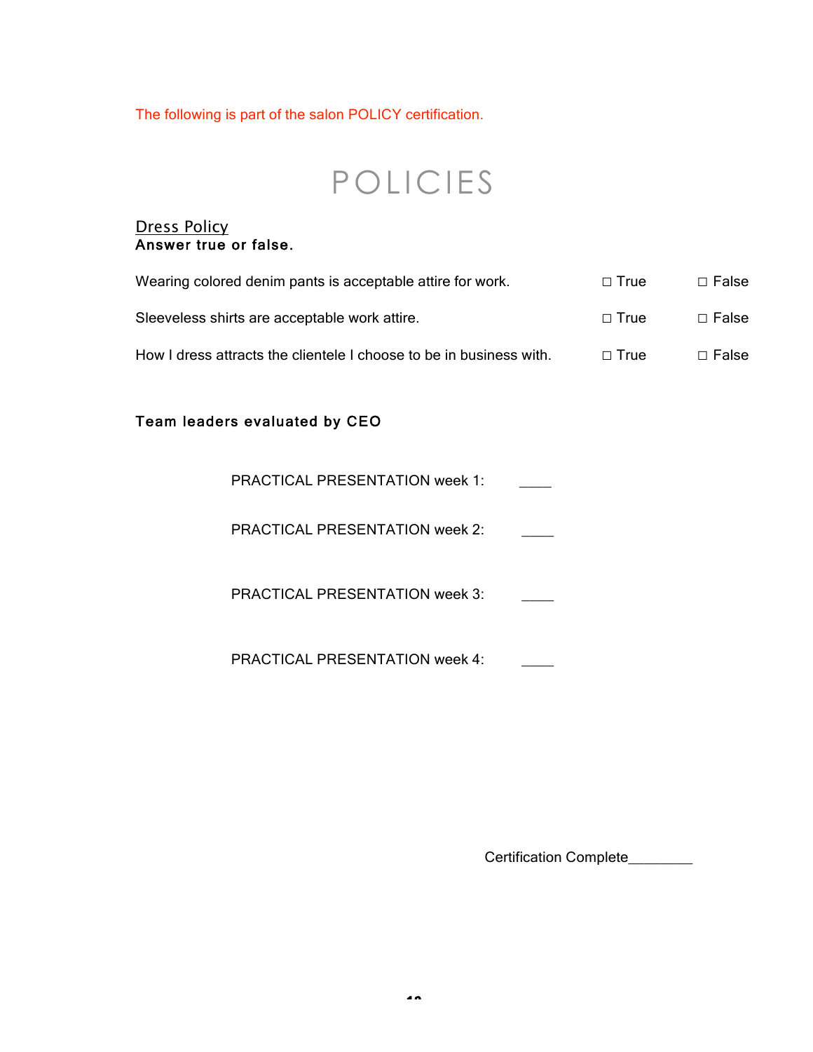The following is part of the salon POLICY certification.

# POLICIES

## Dress Policy

**Answer true or false.**

Wearing colored denim pants is acceptable attire for work. ☐ True ☐ False

Sleeveless shirts are acceptable work attire. ☐ True ☐ False

How I dress attracts the clientele I choose to be in business with. ☐ True ☐ False

**Team leaders evaluated by CEO**

PRACTICAL PRESENTATION week 1: ____

PRACTICAL PRESENTATION week 2: ____

PRACTICAL PRESENTATION week 3: ____

PRACTICAL PRESENTATION week 4: ____

Certification Complete________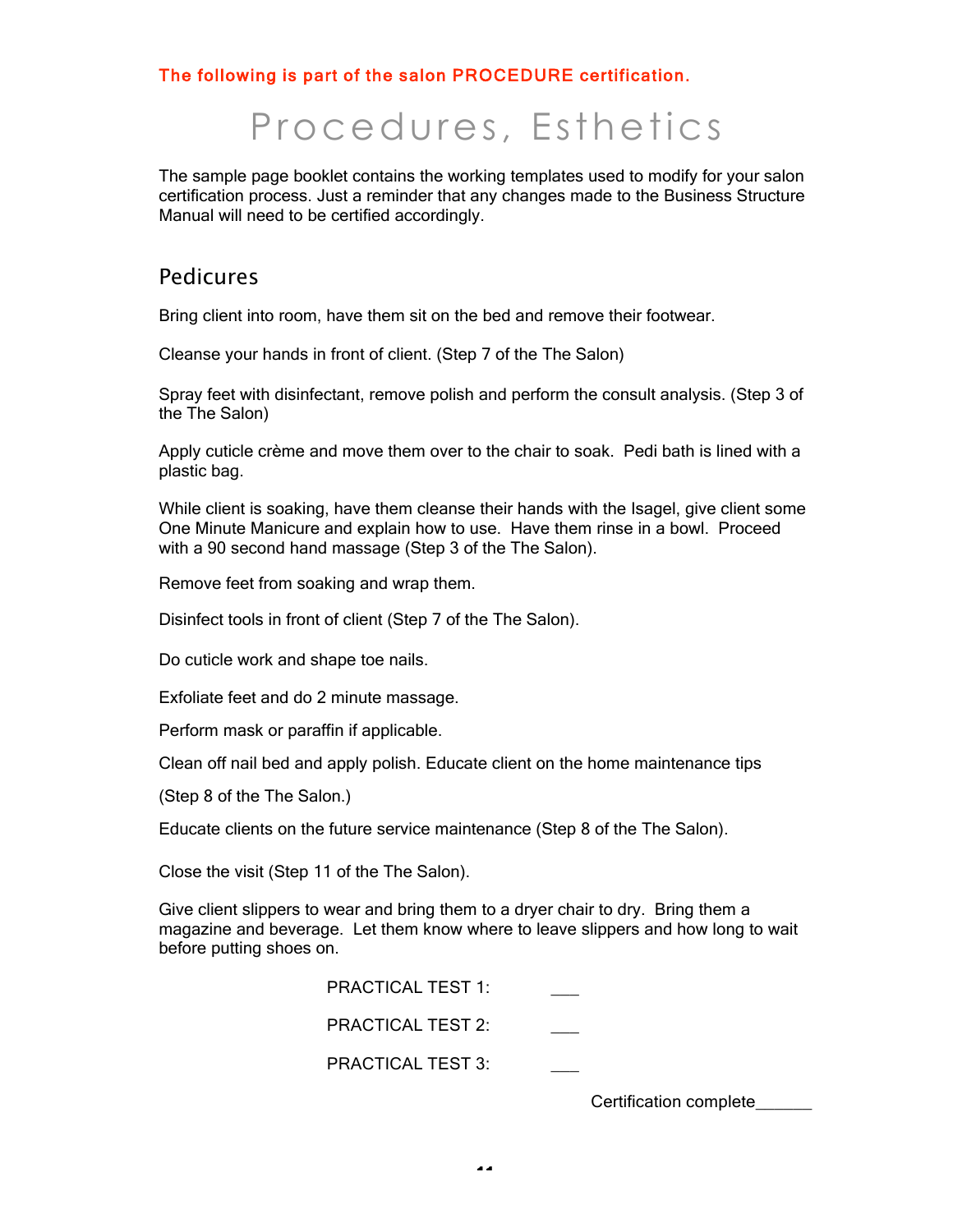**The following is part of the salon PROCEDURE certification.**

# Procedures, Esthetics

The sample page booklet contains the working templates used to modify for your salon certification process. Just a reminder that any changes made to the Business Structure Manual will need to be certified accordingly.

## Pedicures

Bring client into room, have them sit on the bed and remove their footwear.

Cleanse your hands in front of client. (Step 7 of the The Salon)

Spray feet with disinfectant, remove polish and perform the consult analysis. (Step 3 of the The Salon)

Apply cuticle crème and move them over to the chair to soak. Pedi bath is lined with a plastic bag.

While client is soaking, have them cleanse their hands with the Isagel, give client some One Minute Manicure and explain how to use. Have them rinse in a bowl. Proceed with a 90 second hand massage (Step 3 of the The Salon).

Remove feet from soaking and wrap them.

Disinfect tools in front of client (Step 7 of the The Salon).

Do cuticle work and shape toe nails.

Exfoliate feet and do 2 minute massage.

Perform mask or paraffin if applicable.

Clean off nail bed and apply polish. Educate client on the home maintenance tips

(Step 8 of the The Salon.)

Educate clients on the future service maintenance (Step 8 of the The Salon).

Close the visit (Step 11 of the The Salon).

Give client slippers to wear and bring them to a dryer chair to dry. Bring them a magazine and beverage. Let them know where to leave slippers and how long to wait before putting shoes on.

PRACTICAL TEST 1: ___

PRACTICAL TEST 2: ___

PRACTICAL TEST 3: ___

Certification complete______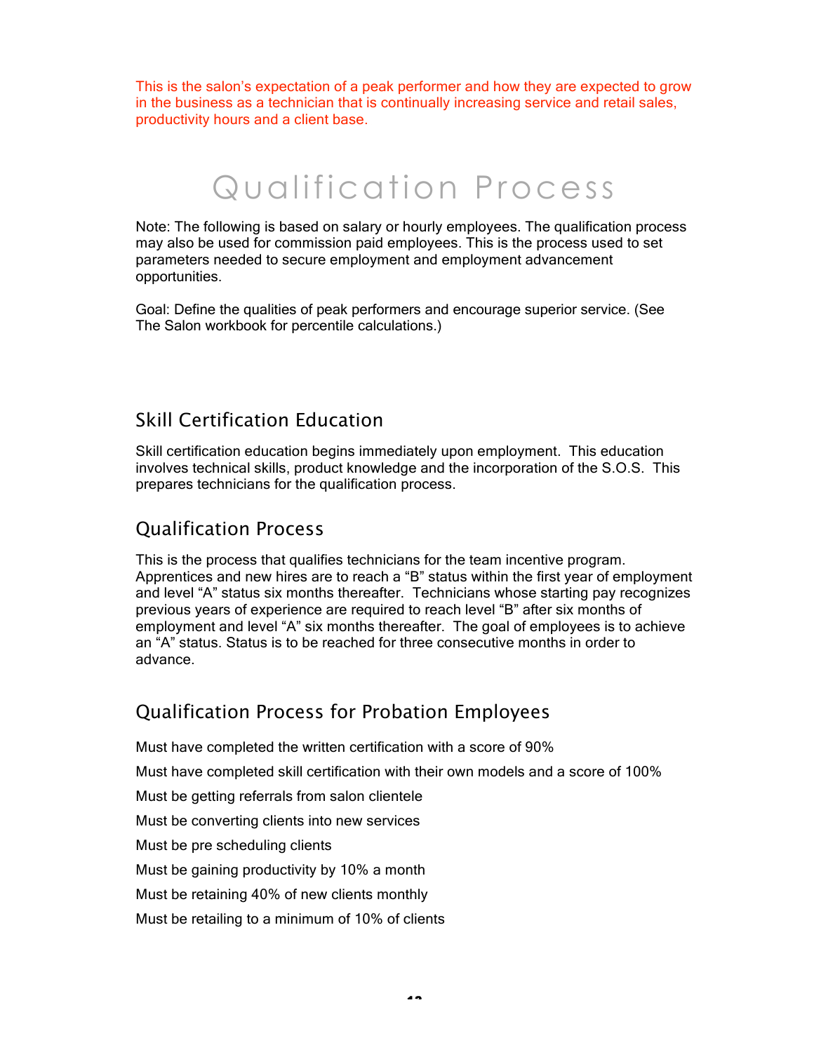This is the salon's expectation of a peak performer and how they are expected to grow in the business as a technician that is continually increasing service and retail sales, productivity hours and a client base.

# Qualification Process

Note: The following is based on salary or hourly employees. The qualification process may also be used for commission paid employees. This is the process used to set parameters needed to secure employment and employment advancement opportunities.

Goal: Define the qualities of peak performers and encourage superior service. (See The Salon workbook for percentile calculations.)

## Skill Certification Education

Skill certification education begins immediately upon employment. This education involves technical skills, product knowledge and the incorporation of the S.O.S. This prepares technicians for the qualification process.

## Qualification Process

This is the process that qualifies technicians for the team incentive program. Apprentices and new hires are to reach a "B" status within the first year of employment and level "A" status six months thereafter. Technicians whose starting pay recognizes previous years of experience are required to reach level "B" after six months of employment and level "A" six months thereafter. The goal of employees is to achieve an "A" status. Status is to be reached for three consecutive months in order to advance.

## Qualification Process for Probation Employees

Must have completed the written certification with a score of 90%

Must have completed skill certification with their own models and a score of 100%

Must be getting referrals from salon clientele

Must be converting clients into new services

Must be pre scheduling clients

Must be gaining productivity by 10% a month

Must be retaining 40% of new clients monthly

Must be retailing to a minimum of 10% of clients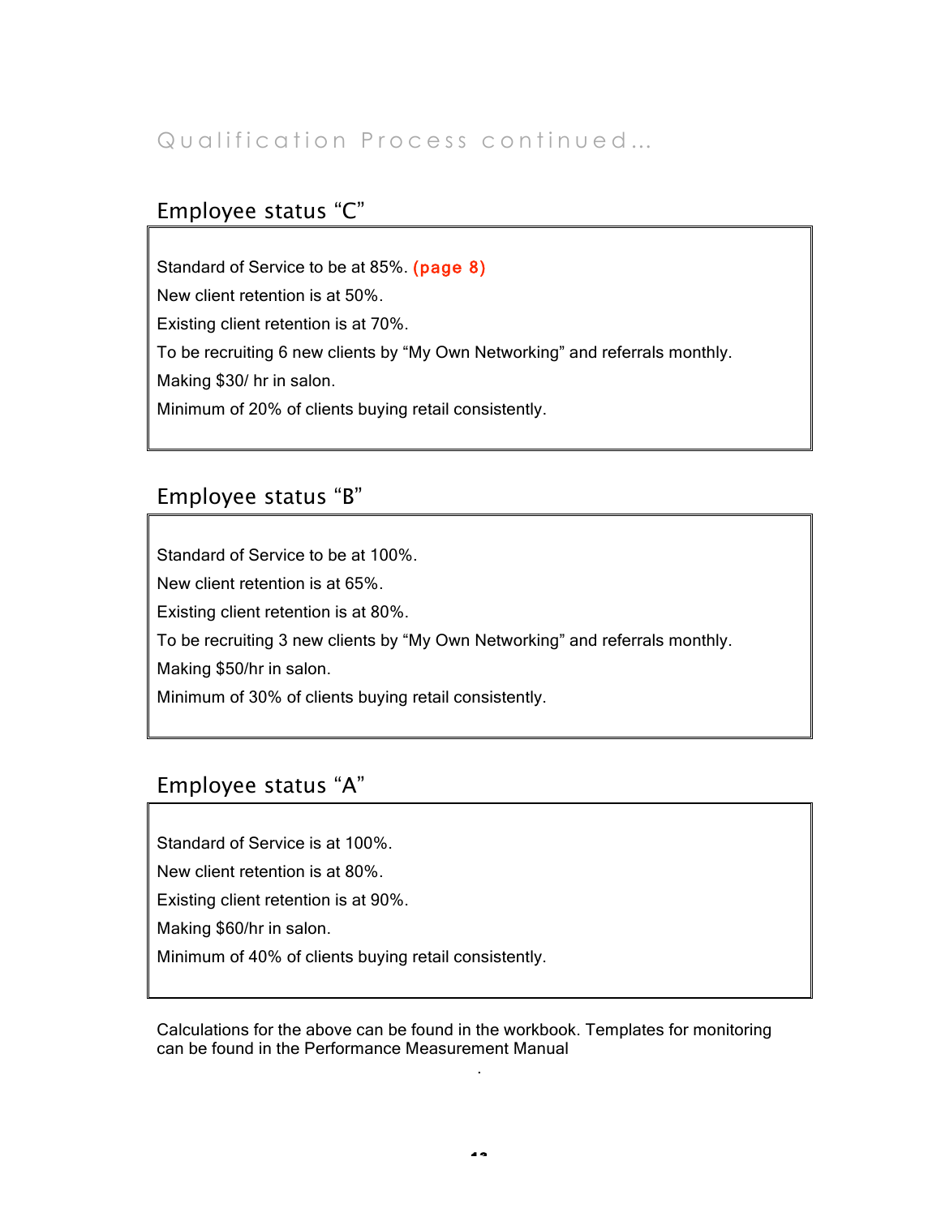## Qualification Process continued…

### Employee status "C"

Standard of Service to be at 85%. **(page 8)**

New client retention is at 50%.

Existing client retention is at 70%.

To be recruiting 6 new clients by "My Own Networking" and referrals monthly.

Making $30/ hr in salon.

Minimum of 20% of clients buying retail consistently.

### Employee status "B"

Standard of Service to be at 100%.

New client retention is at 65%.

Existing client retention is at 80%.

To be recruiting 3 new clients by "My Own Networking" and referrals monthly.

Making $50/hr in salon.

Minimum of 30% of clients buying retail consistently.

### Employee status "A"

Standard of Service is at 100%.

New client retention is at 80%.

Existing client retention is at 90%.

Making $60/hr in salon.

Minimum of 40% of clients buying retail consistently.

Calculations for the above can be found in the workbook. Templates for monitoring can be found in the Performance Measurement Manual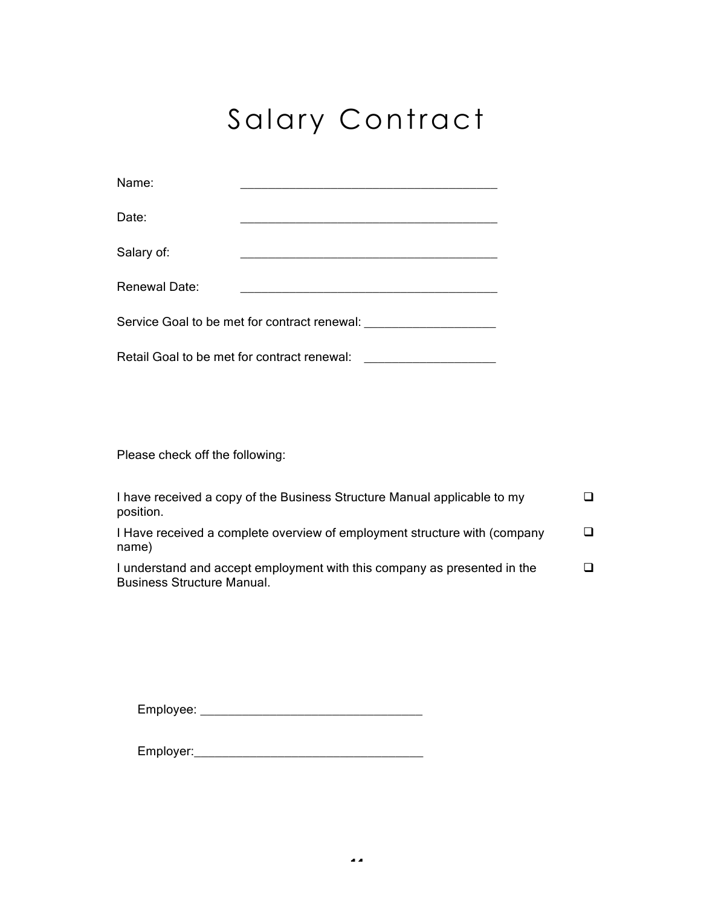# Salary Contract

Name: ______________________________________

Date: ______________________________________

Salary of: ______________________________________

Renewal Date: ______________________________________

Service Goal to be met for contract renewal: ___________________

Retail Goal to be met for contract renewal: ___________________

Please check off the following:

- [ ] I have received a copy of the Business Structure Manual applicable to my position.
- [ ] I Have received a complete overview of employment structure with (company name)
- [ ] I understand and accept employment with this company as presented in the Business Structure Manual.

Employee: ________________________________

Employer: ________________________________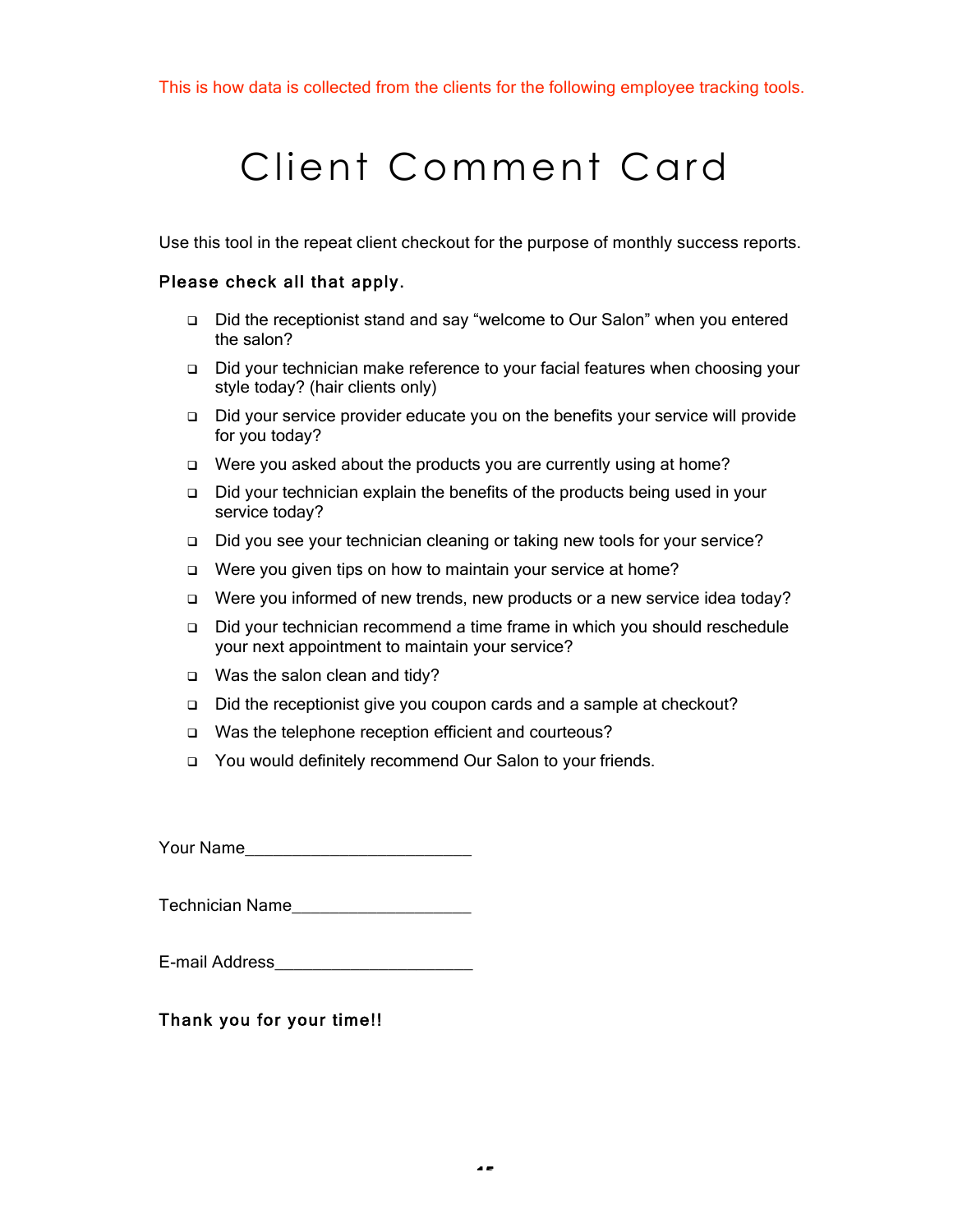This is how data is collected from the clients for the following employee tracking tools.

# Client Comment Card

Use this tool in the repeat client checkout for the purpose of monthly success reports.

**Please check all that apply.**

- ☐ Did the receptionist stand and say “welcome to Our Salon” when you entered the salon?
- ☐ Did your technician make reference to your facial features when choosing your style today? (hair clients only)
- ☐ Did your service provider educate you on the benefits your service will provide for you today?
- ☐ Were you asked about the products you are currently using at home?
- ☐ Did your technician explain the benefits of the products being used in your service today?
- ☐ Did you see your technician cleaning or taking new tools for your service?
- ☐ Were you given tips on how to maintain your service at home?
- ☐ Were you informed of new trends, new products or a new service idea today?
- ☐ Did your technician recommend a time frame in which you should reschedule your next appointment to maintain your service?
- ☐ Was the salon clean and tidy?
- ☐ Did the receptionist give you coupon cards and a sample at checkout?
- ☐ Was the telephone reception efficient and courteous?
- ☐ You would definitely recommend Our Salon to your friends.

Your Name_________________________

Technician Name____________________

E-mail Address______________________

**Thank you for your time!!**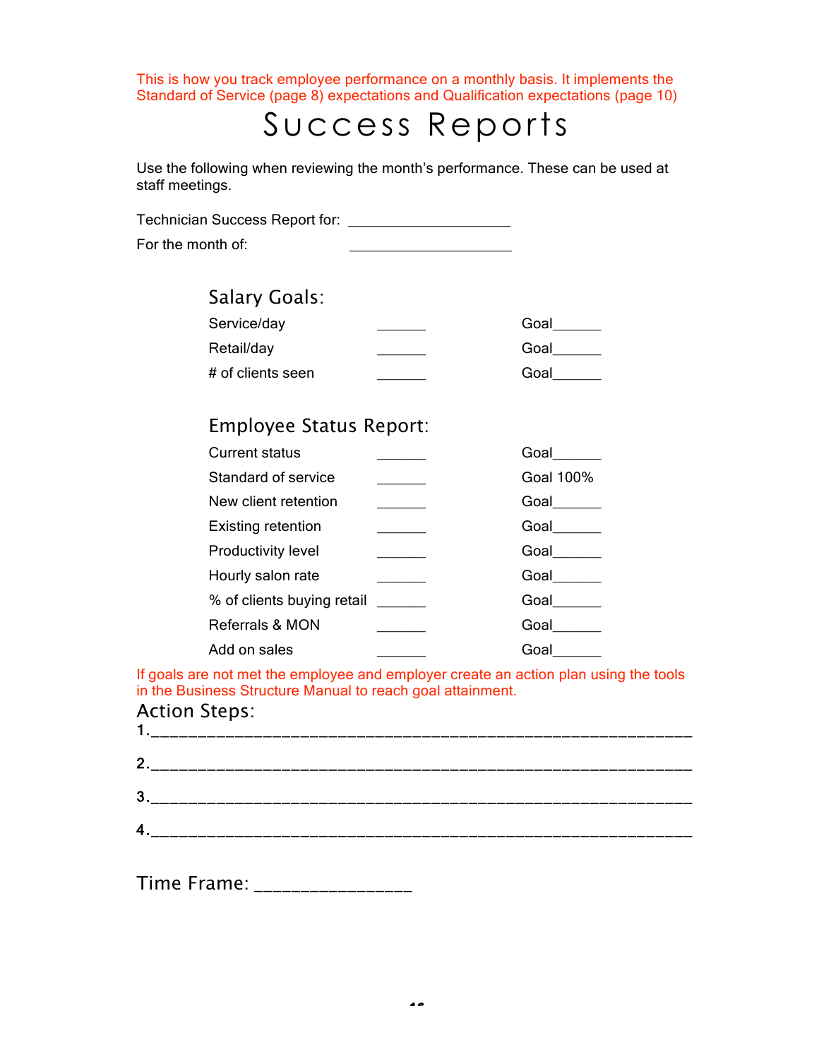This is how you track employee performance on a monthly basis. It implements the Standard of Service (page 8) expectations and Qualification expectations (page 10)

# Success Reports

Use the following when reviewing the month's performance. These can be used at staff meetings.

Technician Success Report for: ____________________

For the month of: ____________________

## Salary Goals:

| | | |
|---|---|---|
| Service/day | ______ | Goal______ |
| Retail/day | ______ | Goal______ |
| # of clients seen | ______ | Goal______ |

## Employee Status Report:

| | | |
|---|---|---|
| Current status | ______ | Goal______ |
| Standard of service | ______ | Goal 100% |
| New client retention | ______ | Goal______ |
| Existing retention | ______ | Goal______ |
| Productivity level | ______ | Goal______ |
| Hourly salon rate | ______ | Goal______ |
| % of clients buying retail | ______ | Goal______ |
| Referrals & MON | ______ | Goal______ |
| Add on sales | ______ | Goal______ |

If goals are not met the employee and employer create an action plan using the tools in the Business Structure Manual to reach goal attainment.

## Action Steps:

1.____________________________________________________________

2.____________________________________________________________

3.____________________________________________________________

4.____________________________________________________________

## Time Frame: ________________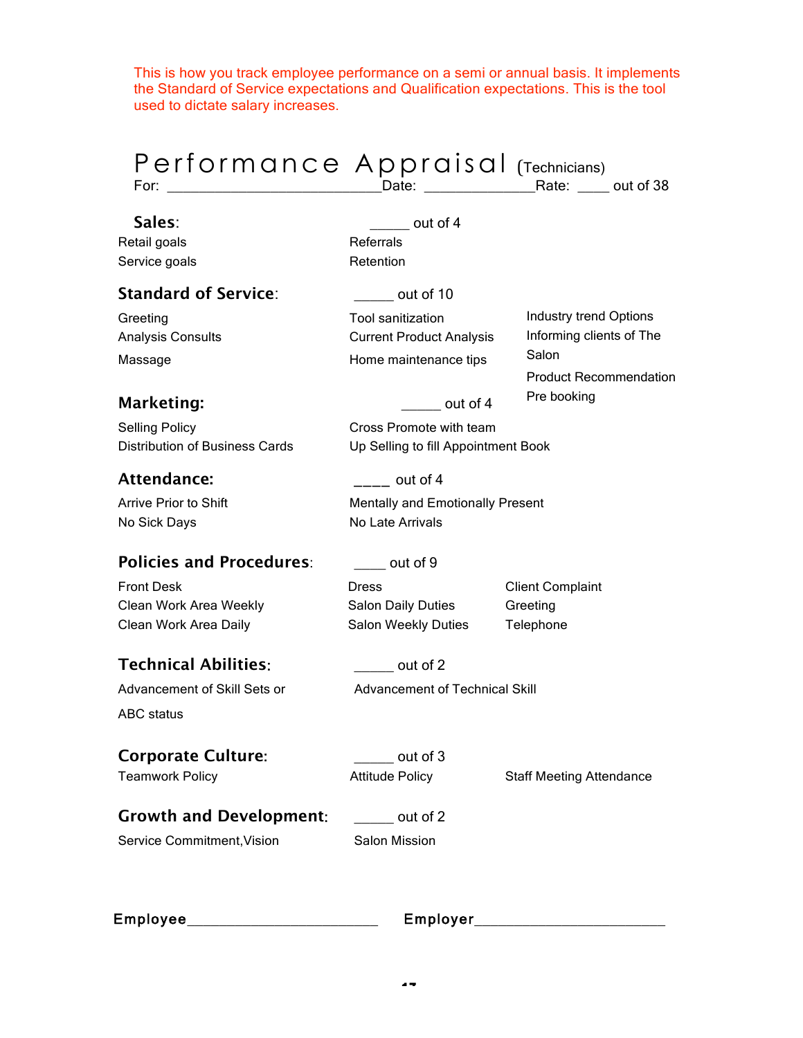This is how you track employee performance on a semi or annual basis. It implements the Standard of Service expectations and Qualification expectations. This is the tool used to dictate salary increases.

# Performance Appraisal (Technicians)

For: ___________________________ Date: ______________ Rate: ____ out of 38

## Sales: _____ out of 4

Retail goals

Service goals

Referrals

Retention

## Standard of Service: _____ out of 10

Greeting

Analysis Consults

Massage

Tool sanitization

Current Product Analysis

Home maintenance tips

Industry trend Options

Informing clients of The Salon

Product Recommendation

Pre booking

## Marketing: _____ out of 4

Selling Policy

Distribution of Business Cards

Cross Promote with team

Up Selling to fill Appointment Book

## Attendance: ____ out of 4

Arrive Prior to Shift

No Sick Days

Mentally and Emotionally Present

No Late Arrivals

## Policies and Procedures: ____ out of 9

Front Desk

Clean Work Area Weekly

Clean Work Area Daily

Dress

Salon Daily Duties

Salon Weekly Duties

Client Complaint

Greeting

Telephone

## Technical Abilities: _____ out of 2

Advancement of Skill Sets or ABC status

Advancement of Technical Skill

## Corporate Culture: _____ out of 3

Teamwork Policy

Attitude Policy

Staff Meeting Attendance

## Growth and Development: _____ out of 2

Service Commitment,Vision

Salon Mission

**Employee**________________________ **Employer**________________________